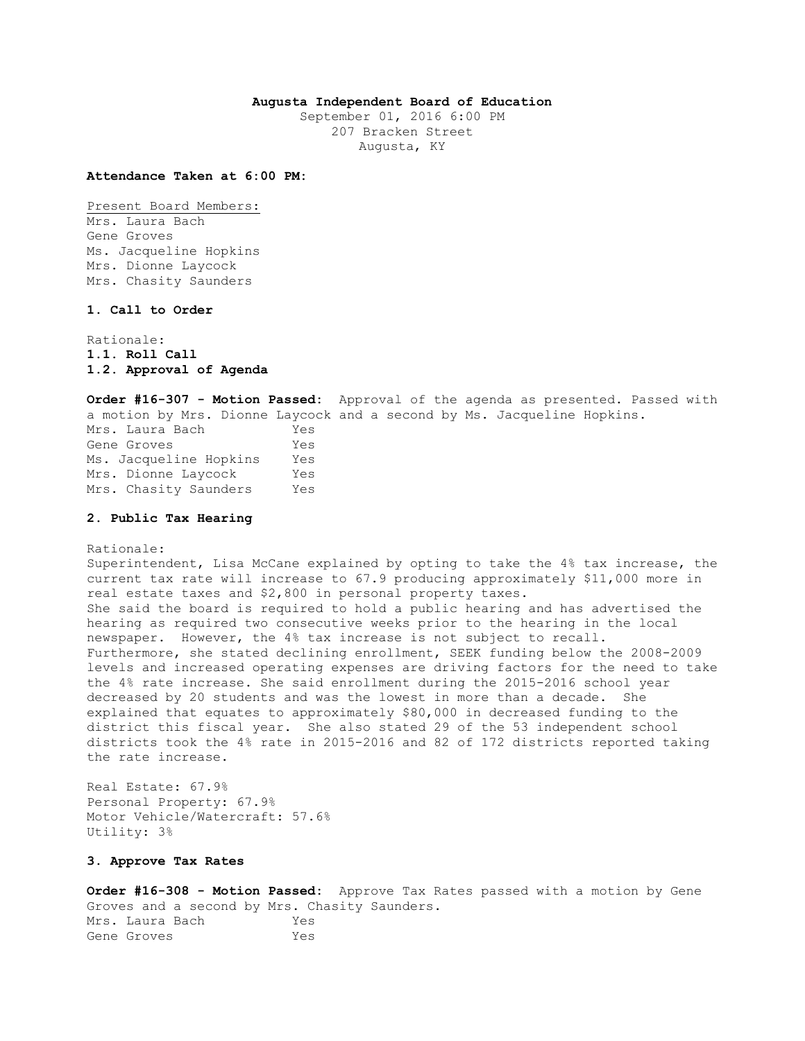**Augusta Independent Board of Education**

September 01, 2016 6:00 PM
207 Bracken Street
Augusta, KY

**Attendance Taken at 6:00 PM:**

Present Board Members:
Mrs. Laura Bach
Gene Groves
Ms. Jacqueline Hopkins
Mrs. Dionne Laycock
Mrs. Chasity Saunders

**1. Call to Order**

Rationale:
**1.1. Roll Call**
**1.2. Approval of Agenda**

**Order #16-307 - Motion Passed:** Approval of the agenda as presented. Passed with a motion by Mrs. Dionne Laycock and a second by Ms. Jacqueline Hopkins.

| | |
|---|---|
| Mrs. Laura Bach | Yes |
| Gene Groves | Yes |
| Ms. Jacqueline Hopkins | Yes |
| Mrs. Dionne Laycock | Yes |
| Mrs. Chasity Saunders | Yes |

**2. Public Tax Hearing**

Rationale:
Superintendent, Lisa McCane explained by opting to take the 4% tax increase, the current tax rate will increase to 67.9 producing approximately $11,000 more in real estate taxes and $2,800 in personal property taxes.
She said the board is required to hold a public hearing and has advertised the hearing as required two consecutive weeks prior to the hearing in the local newspaper. However, the 4% tax increase is not subject to recall.
Furthermore, she stated declining enrollment, SEEK funding below the 2008-2009 levels and increased operating expenses are driving factors for the need to take the 4% rate increase. She said enrollment during the 2015-2016 school year decreased by 20 students and was the lowest in more than a decade. She explained that equates to approximately $80,000 in decreased funding to the district this fiscal year. She also stated 29 of the 53 independent school districts took the 4% rate in 2015-2016 and 82 of 172 districts reported taking the rate increase.

Real Estate: 67.9%
Personal Property: 67.9%
Motor Vehicle/Watercraft: 57.6%
Utility: 3%

**3. Approve Tax Rates**

**Order #16-308 - Motion Passed:** Approve Tax Rates passed with a motion by Gene Groves and a second by Mrs. Chasity Saunders.

| | |
|---|---|
| Mrs. Laura Bach | Yes |
| Gene Groves | Yes |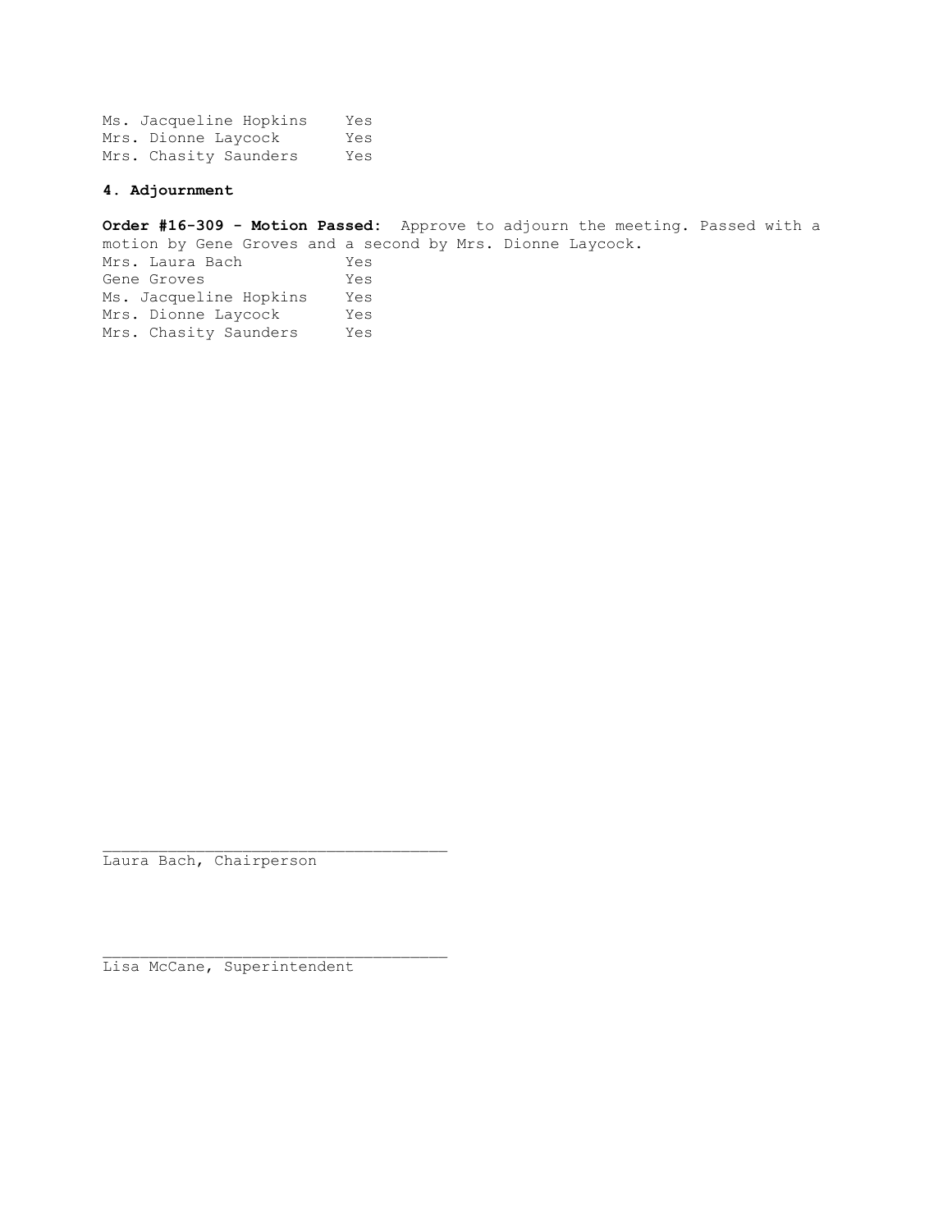| | |
|---|---|
| Ms. Jacqueline Hopkins | Yes |
| Mrs. Dionne Laycock | Yes |
| Mrs. Chasity Saunders | Yes |

**4. Adjournment**

**Order #16-309 - Motion Passed:** Approve to adjourn the meeting. Passed with a motion by Gene Groves and a second by Mrs. Dionne Laycock.

| | |
|---|---|
| Mrs. Laura Bach | Yes |
| Gene Groves | Yes |
| Ms. Jacqueline Hopkins | Yes |
| Mrs. Dionne Laycock | Yes |
| Mrs. Chasity Saunders | Yes |

_____________________________________
Laura Bach, Chairperson

_____________________________________
Lisa McCane, Superintendent